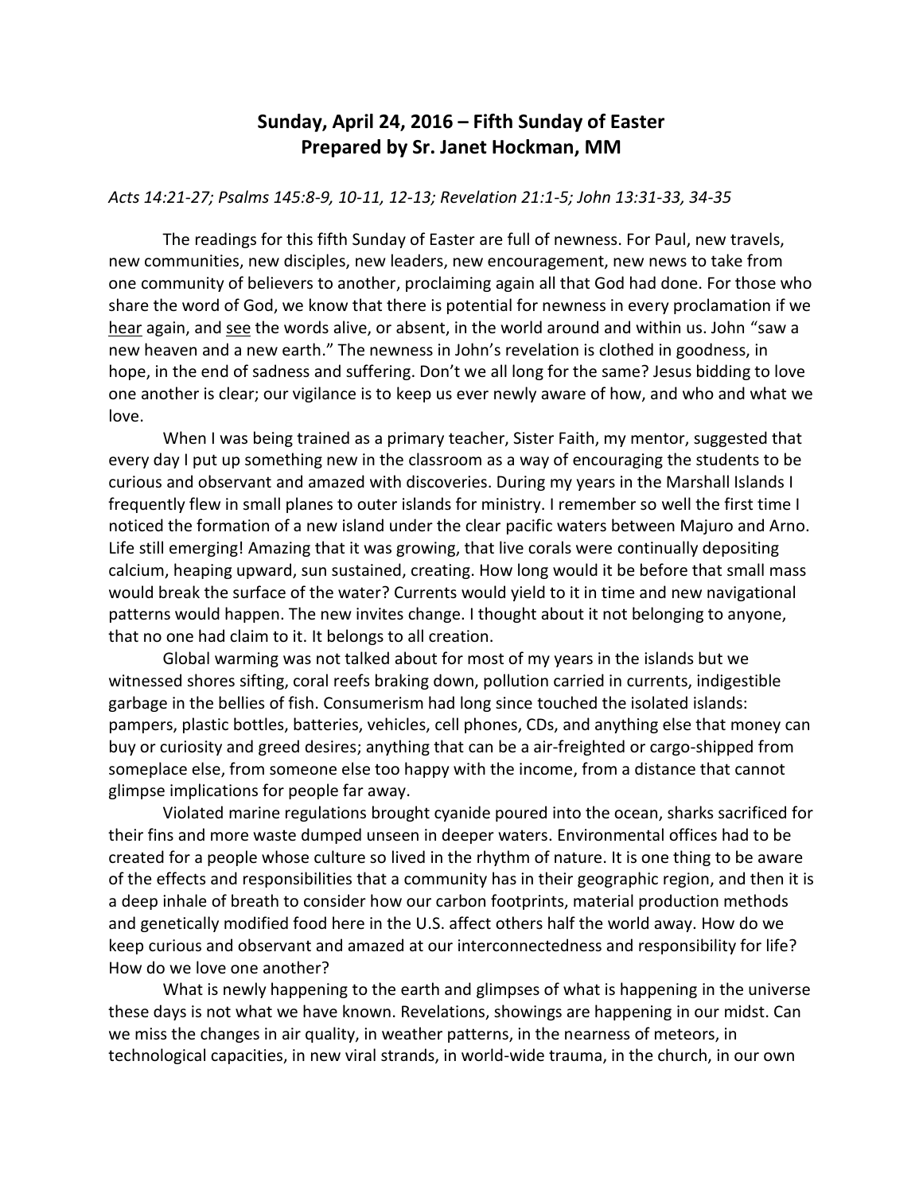# Sunday, April 24, 2016 – Fifth Sunday of Easter
# Prepared by Sr. Janet Hockman, MM

*Acts 14:21-27; Psalms 145:8-9, 10-11, 12-13; Revelation 21:1-5; John 13:31-33, 34-35*

The readings for this fifth Sunday of Easter are full of newness. For Paul, new travels, new communities, new disciples, new leaders, new encouragement, new news to take from one community of believers to another, proclaiming again all that God had done. For those who share the word of God, we know that there is potential for newness in every proclamation if we <u>hear</u> again, and <u>see</u> the words alive, or absent, in the world around and within us. John "saw a new heaven and a new earth." The newness in John's revelation is clothed in goodness, in hope, in the end of sadness and suffering. Don't we all long for the same? Jesus bidding to love one another is clear; our vigilance is to keep us ever newly aware of how, and who and what we love.

When I was being trained as a primary teacher, Sister Faith, my mentor, suggested that every day I put up something new in the classroom as a way of encouraging the students to be curious and observant and amazed with discoveries. During my years in the Marshall Islands I frequently flew in small planes to outer islands for ministry. I remember so well the first time I noticed the formation of a new island under the clear pacific waters between Majuro and Arno. Life still emerging! Amazing that it was growing, that live corals were continually depositing calcium, heaping upward, sun sustained, creating. How long would it be before that small mass would break the surface of the water? Currents would yield to it in time and new navigational patterns would happen. The new invites change. I thought about it not belonging to anyone, that no one had claim to it. It belongs to all creation.

Global warming was not talked about for most of my years in the islands but we witnessed shores sifting, coral reefs braking down, pollution carried in currents, indigestible garbage in the bellies of fish. Consumerism had long since touched the isolated islands: pampers, plastic bottles, batteries, vehicles, cell phones, CDs, and anything else that money can buy or curiosity and greed desires; anything that can be a air-freighted or cargo-shipped from someplace else, from someone else too happy with the income, from a distance that cannot glimpse implications for people far away.

Violated marine regulations brought cyanide poured into the ocean, sharks sacrificed for their fins and more waste dumped unseen in deeper waters. Environmental offices had to be created for a people whose culture so lived in the rhythm of nature. It is one thing to be aware of the effects and responsibilities that a community has in their geographic region, and then it is a deep inhale of breath to consider how our carbon footprints, material production methods and genetically modified food here in the U.S. affect others half the world away. How do we keep curious and observant and amazed at our interconnectedness and responsibility for life? How do we love one another?

What is newly happening to the earth and glimpses of what is happening in the universe these days is not what we have known. Revelations, showings are happening in our midst. Can we miss the changes in air quality, in weather patterns, in the nearness of meteors, in technological capacities, in new viral strands, in world-wide trauma, in the church, in our own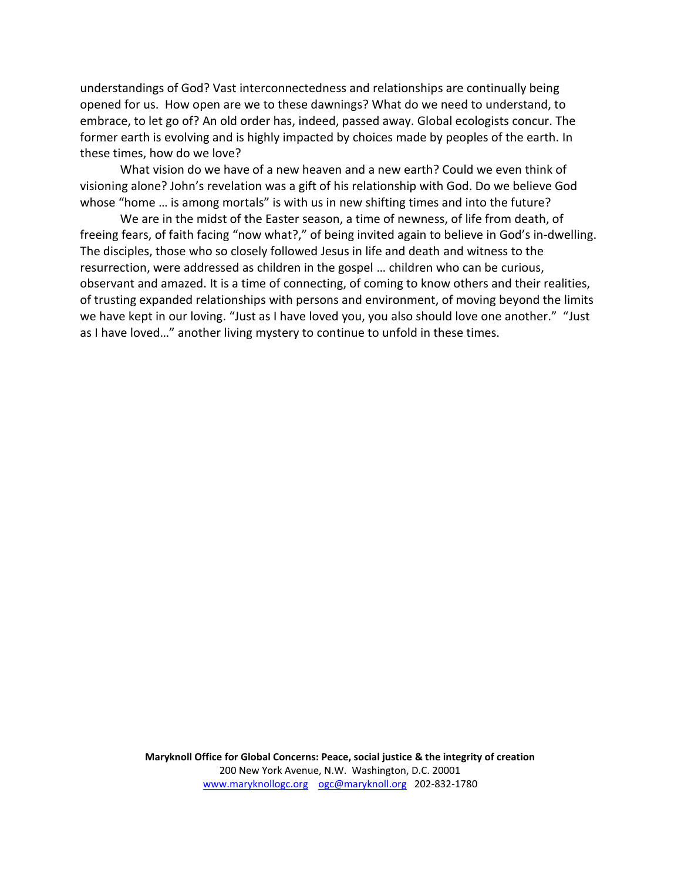understandings of God? Vast interconnectedness and relationships are continually being opened for us. How open are we to these dawnings? What do we need to understand, to embrace, to let go of? An old order has, indeed, passed away. Global ecologists concur. The former earth is evolving and is highly impacted by choices made by peoples of the earth. In these times, how do we love?

What vision do we have of a new heaven and a new earth? Could we even think of visioning alone? John's revelation was a gift of his relationship with God. Do we believe God whose "home … is among mortals" is with us in new shifting times and into the future?

We are in the midst of the Easter season, a time of newness, of life from death, of freeing fears, of faith facing "now what?," of being invited again to believe in God's in-dwelling. The disciples, those who so closely followed Jesus in life and death and witness to the resurrection, were addressed as children in the gospel … children who can be curious, observant and amazed. It is a time of connecting, of coming to know others and their realities, of trusting expanded relationships with persons and environment, of moving beyond the limits we have kept in our loving. "Just as I have loved you, you also should love one another." "Just as I have loved…" another living mystery to continue to unfold in these times.

**Maryknoll Office for Global Concerns: Peace, social justice & the integrity of creation**
200 New York Avenue, N.W. Washington, D.C. 20001
www.maryknollogc.org ogc@maryknoll.org 202-832-1780